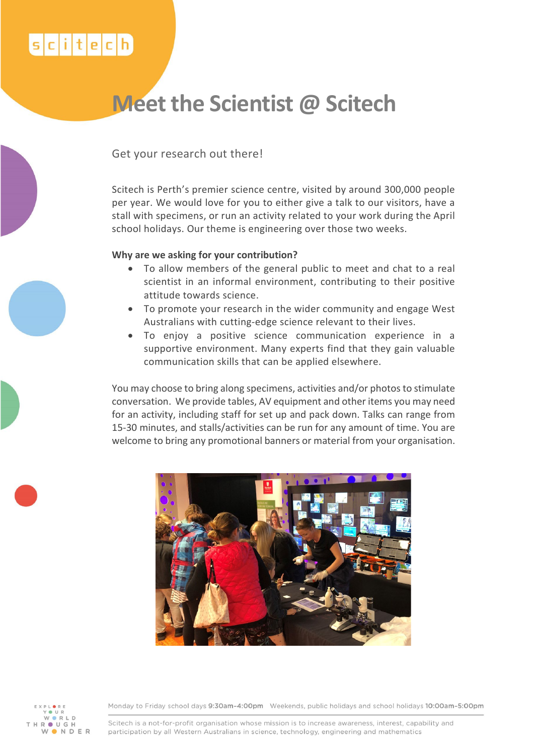# Meet the Scientist @ Scitech

Get your research out there!

Scitech is Perth's premier science centre, visited by around 300,000 people per year. We would love for you to either give a talk to our visitors, have a stall with specimens, or run an activity related to your work during the April school holidays. Our theme is engineering over those two weeks.

**Why are we asking for your contribution?**

- To allow members of the general public to meet and chat to a real scientist in an informal environment, contributing to their positive attitude towards science.
- To promote your research in the wider community and engage West Australians with cutting-edge science relevant to their lives.
- To enjoy a positive science communication experience in a supportive environment. Many experts find that they gain valuable communication skills that can be applied elsewhere.

You may choose to bring along specimens, activities and/or photos to stimulate conversation. We provide tables, AV equipment and other items you may need for an activity, including staff for set up and pack down. Talks can range from 15-30 minutes, and stalls/activities can be run for any amount of time. You are welcome to bring any promotional banners or material from your organisation.

Monday to Friday school days **9:30am-4:00pm** Weekends, public holidays and school holidays **10:00am-5:00pm**

Scitech is a not-for-profit organisation whose mission is to increase awareness, interest, capability and participation by all Western Australians in science, technology, engineering and mathematics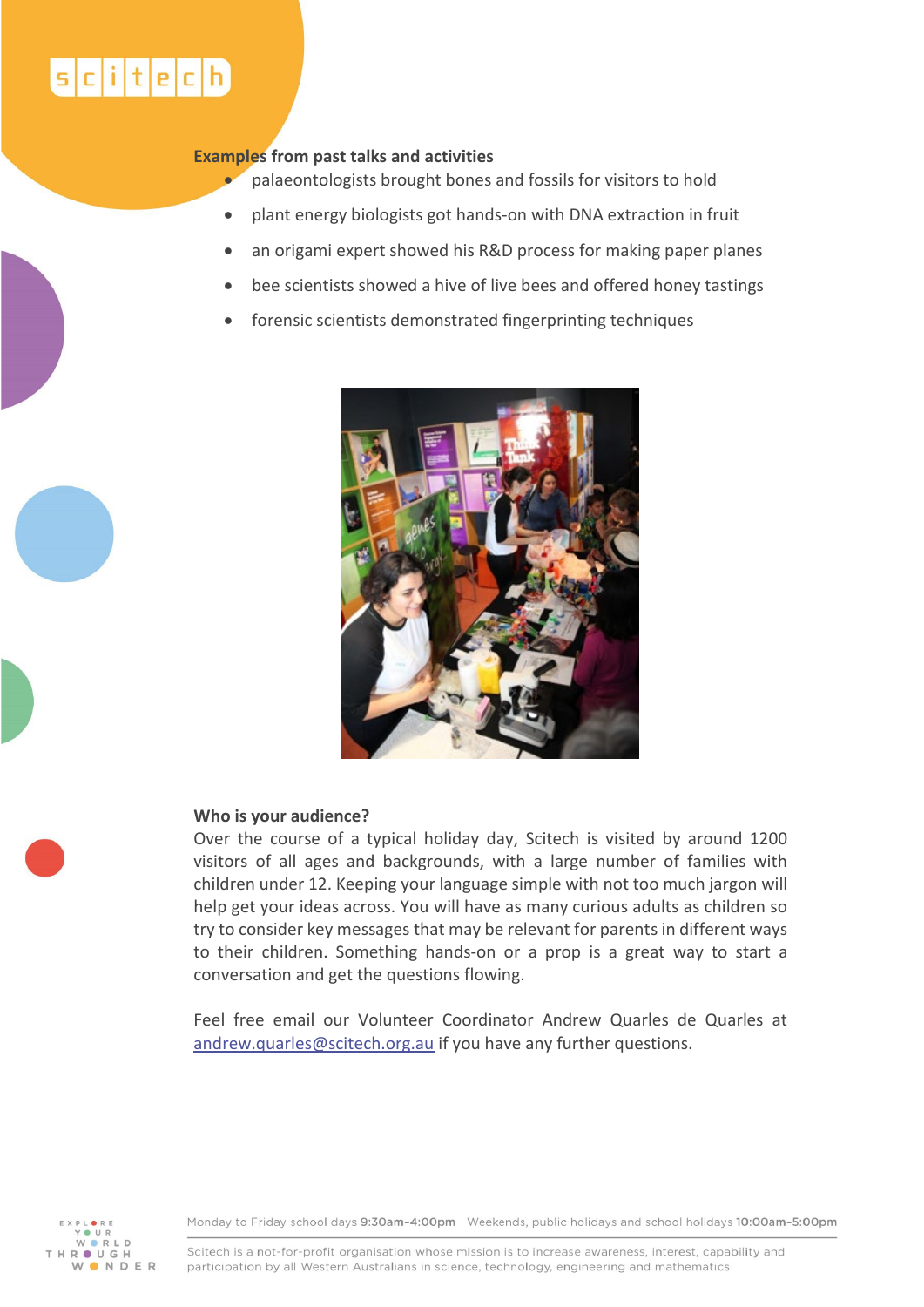**Examples from past talks and activities**

- palaeontologists brought bones and fossils for visitors to hold
- plant energy biologists got hands-on with DNA extraction in fruit
- an origami expert showed his R&D process for making paper planes
- bee scientists showed a hive of live bees and offered honey tastings
- forensic scientists demonstrated fingerprinting techniques

**Who is your audience?**

Over the course of a typical holiday day, Scitech is visited by around 1200 visitors of all ages and backgrounds, with a large number of families with children under 12. Keeping your language simple with not too much jargon will help get your ideas across. You will have as many curious adults as children so try to consider key messages that may be relevant for parents in different ways to their children. Something hands-on or a prop is a great way to start a conversation and get the questions flowing.

Feel free email our Volunteer Coordinator Andrew Quarles de Quarles at andrew.quarles@scitech.org.au if you have any further questions.